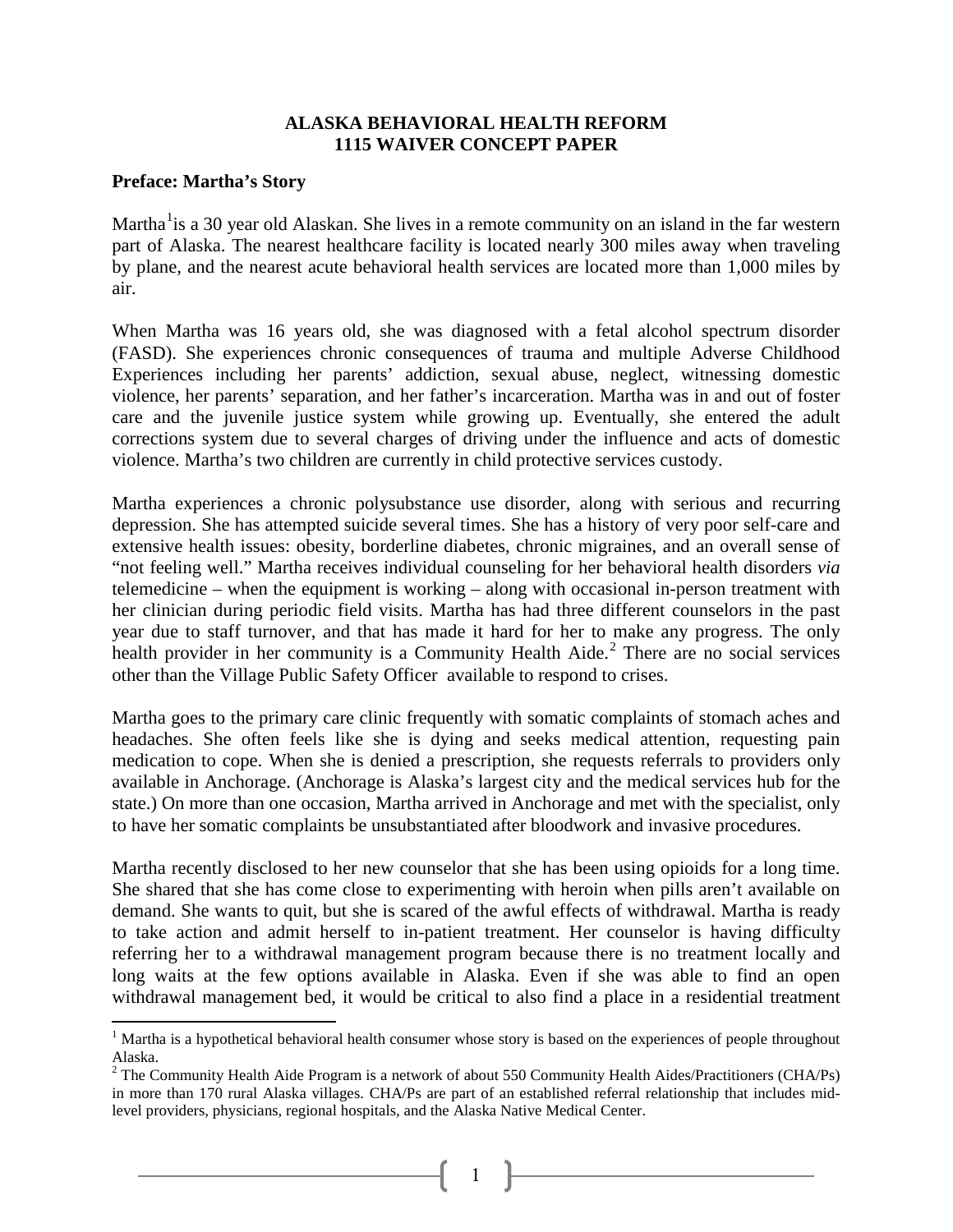# ALASKA BEHAVIORAL HEALTH REFORM
# 1115 WAIVER CONCEPT PAPER

**Preface: Martha's Story**

Martha[1] is a 30 year old Alaskan. She lives in a remote community on an island in the far western part of Alaska. The nearest healthcare facility is located nearly 300 miles away when traveling by plane, and the nearest acute behavioral health services are located more than 1,000 miles by air.

When Martha was 16 years old, she was diagnosed with a fetal alcohol spectrum disorder (FASD). She experiences chronic consequences of trauma and multiple Adverse Childhood Experiences including her parents' addiction, sexual abuse, neglect, witnessing domestic violence, her parents' separation, and her father's incarceration. Martha was in and out of foster care and the juvenile justice system while growing up. Eventually, she entered the adult corrections system due to several charges of driving under the influence and acts of domestic violence. Martha's two children are currently in child protective services custody.

Martha experiences a chronic polysubstance use disorder, along with serious and recurring depression. She has attempted suicide several times. She has a history of very poor self-care and extensive health issues: obesity, borderline diabetes, chronic migraines, and an overall sense of "not feeling well." Martha receives individual counseling for her behavioral health disorders *via* telemedicine – when the equipment is working – along with occasional in-person treatment with her clinician during periodic field visits. Martha has had three different counselors in the past year due to staff turnover, and that has made it hard for her to make any progress. The only health provider in her community is a Community Health Aide.[2] There are no social services other than the Village Public Safety Officer available to respond to crises.

Martha goes to the primary care clinic frequently with somatic complaints of stomach aches and headaches. She often feels like she is dying and seeks medical attention, requesting pain medication to cope. When she is denied a prescription, she requests referrals to providers only available in Anchorage. (Anchorage is Alaska's largest city and the medical services hub for the state.) On more than one occasion, Martha arrived in Anchorage and met with the specialist, only to have her somatic complaints be unsubstantiated after bloodwork and invasive procedures.

Martha recently disclosed to her new counselor that she has been using opioids for a long time. She shared that she has come close to experimenting with heroin when pills aren't available on demand. She wants to quit, but she is scared of the awful effects of withdrawal. Martha is ready to take action and admit herself to in-patient treatment. Her counselor is having difficulty referring her to a withdrawal management program because there is no treatment locally and long waits at the few options available in Alaska. Even if she was able to find an open withdrawal management bed, it would be critical to also find a place in a residential treatment

[1] Martha is a hypothetical behavioral health consumer whose story is based on the experiences of people throughout Alaska.

[2] The Community Health Aide Program is a network of about 550 Community Health Aides/Practitioners (CHA/Ps) in more than 170 rural Alaska villages. CHA/Ps are part of an established referral relationship that includes mid-level providers, physicians, regional hospitals, and the Alaska Native Medical Center.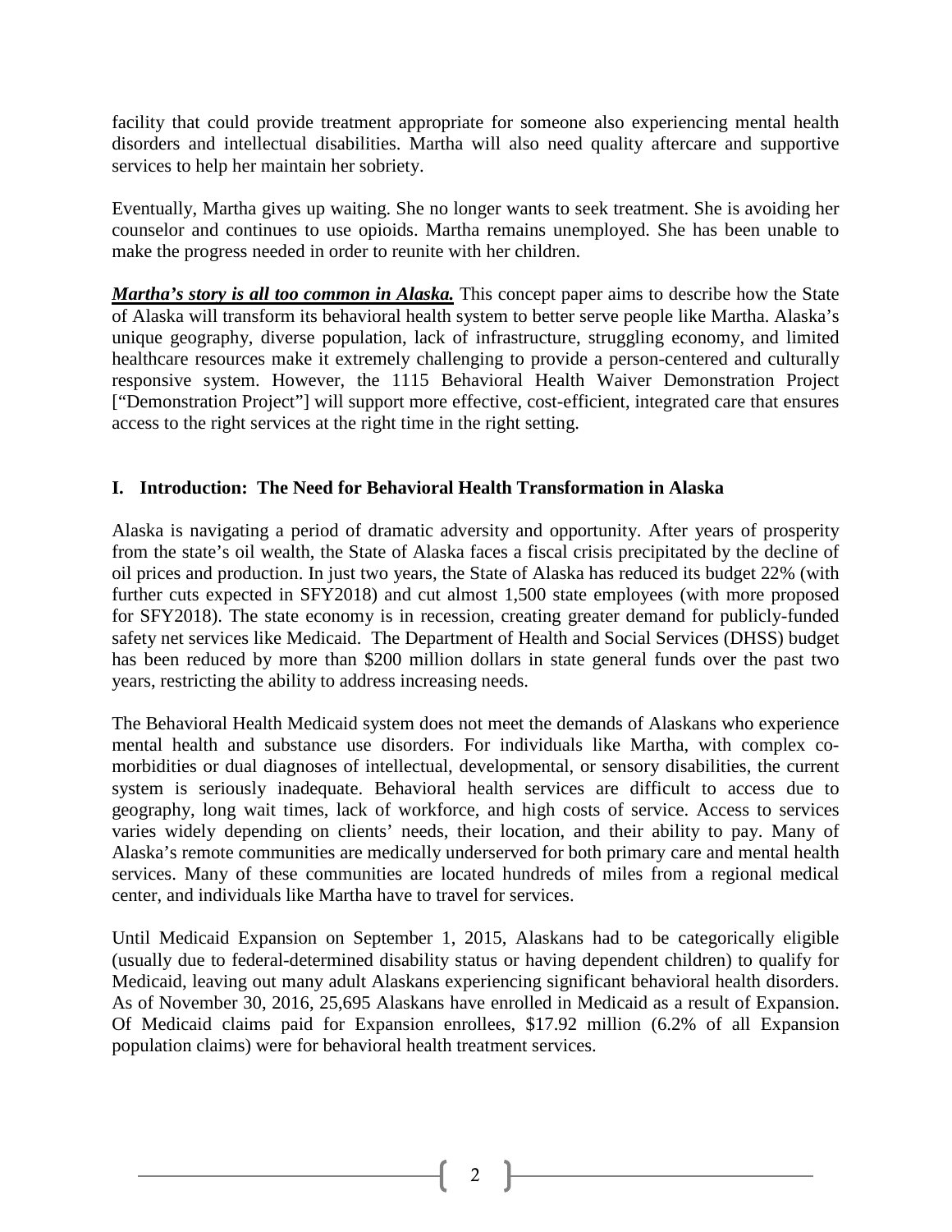facility that could provide treatment appropriate for someone also experiencing mental health disorders and intellectual disabilities. Martha will also need quality aftercare and supportive services to help her maintain her sobriety.

Eventually, Martha gives up waiting. She no longer wants to seek treatment. She is avoiding her counselor and continues to use opioids. Martha remains unemployed. She has been unable to make the progress needed in order to reunite with her children.

***Martha's story is all too common in Alaska.*** This concept paper aims to describe how the State of Alaska will transform its behavioral health system to better serve people like Martha. Alaska's unique geography, diverse population, lack of infrastructure, struggling economy, and limited healthcare resources make it extremely challenging to provide a person-centered and culturally responsive system. However, the 1115 Behavioral Health Waiver Demonstration Project ["Demonstration Project"] will support more effective, cost-efficient, integrated care that ensures access to the right services at the right time in the right setting.

## I. Introduction: The Need for Behavioral Health Transformation in Alaska

Alaska is navigating a period of dramatic adversity and opportunity. After years of prosperity from the state's oil wealth, the State of Alaska faces a fiscal crisis precipitated by the decline of oil prices and production. In just two years, the State of Alaska has reduced its budget 22% (with further cuts expected in SFY2018) and cut almost 1,500 state employees (with more proposed for SFY2018). The state economy is in recession, creating greater demand for publicly-funded safety net services like Medicaid. The Department of Health and Social Services (DHSS) budget has been reduced by more than $200 million dollars in state general funds over the past two years, restricting the ability to address increasing needs.

The Behavioral Health Medicaid system does not meet the demands of Alaskans who experience mental health and substance use disorders. For individuals like Martha, with complex co-morbidities or dual diagnoses of intellectual, developmental, or sensory disabilities, the current system is seriously inadequate. Behavioral health services are difficult to access due to geography, long wait times, lack of workforce, and high costs of service. Access to services varies widely depending on clients' needs, their location, and their ability to pay. Many of Alaska's remote communities are medically underserved for both primary care and mental health services. Many of these communities are located hundreds of miles from a regional medical center, and individuals like Martha have to travel for services.

Until Medicaid Expansion on September 1, 2015, Alaskans had to be categorically eligible (usually due to federal-determined disability status or having dependent children) to qualify for Medicaid, leaving out many adult Alaskans experiencing significant behavioral health disorders. As of November 30, 2016, 25,695 Alaskans have enrolled in Medicaid as a result of Expansion. Of Medicaid claims paid for Expansion enrollees, $17.92 million (6.2% of all Expansion population claims) were for behavioral health treatment services.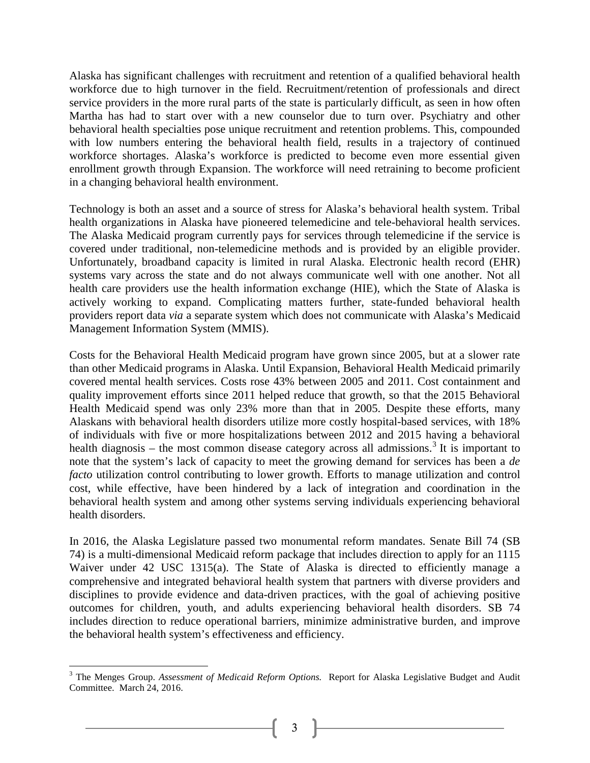Alaska has significant challenges with recruitment and retention of a qualified behavioral health workforce due to high turnover in the field. Recruitment/retention of professionals and direct service providers in the more rural parts of the state is particularly difficult, as seen in how often Martha has had to start over with a new counselor due to turn over. Psychiatry and other behavioral health specialties pose unique recruitment and retention problems. This, compounded with low numbers entering the behavioral health field, results in a trajectory of continued workforce shortages. Alaska's workforce is predicted to become even more essential given enrollment growth through Expansion. The workforce will need retraining to become proficient in a changing behavioral health environment.

Technology is both an asset and a source of stress for Alaska's behavioral health system. Tribal health organizations in Alaska have pioneered telemedicine and tele-behavioral health services. The Alaska Medicaid program currently pays for services through telemedicine if the service is covered under traditional, non-telemedicine methods and is provided by an eligible provider. Unfortunately, broadband capacity is limited in rural Alaska. Electronic health record (EHR) systems vary across the state and do not always communicate well with one another. Not all health care providers use the health information exchange (HIE), which the State of Alaska is actively working to expand. Complicating matters further, state-funded behavioral health providers report data *via* a separate system which does not communicate with Alaska's Medicaid Management Information System (MMIS).

Costs for the Behavioral Health Medicaid program have grown since 2005, but at a slower rate than other Medicaid programs in Alaska. Until Expansion, Behavioral Health Medicaid primarily covered mental health services. Costs rose 43% between 2005 and 2011. Cost containment and quality improvement efforts since 2011 helped reduce that growth, so that the 2015 Behavioral Health Medicaid spend was only 23% more than that in 2005. Despite these efforts, many Alaskans with behavioral health disorders utilize more costly hospital-based services, with 18% of individuals with five or more hospitalizations between 2012 and 2015 having a behavioral health diagnosis – the most common disease category across all admissions.[3] It is important to note that the system's lack of capacity to meet the growing demand for services has been a *de facto* utilization control contributing to lower growth. Efforts to manage utilization and control cost, while effective, have been hindered by a lack of integration and coordination in the behavioral health system and among other systems serving individuals experiencing behavioral health disorders.

In 2016, the Alaska Legislature passed two monumental reform mandates. Senate Bill 74 (SB 74) is a multi-dimensional Medicaid reform package that includes direction to apply for an 1115 Waiver under 42 USC 1315(a). The State of Alaska is directed to efficiently manage a comprehensive and integrated behavioral health system that partners with diverse providers and disciplines to provide evidence and data-driven practices, with the goal of achieving positive outcomes for children, youth, and adults experiencing behavioral health disorders. SB 74 includes direction to reduce operational barriers, minimize administrative burden, and improve the behavioral health system's effectiveness and efficiency.

---

[3] The Menges Group. *Assessment of Medicaid Reform Options.* Report for Alaska Legislative Budget and Audit Committee. March 24, 2016.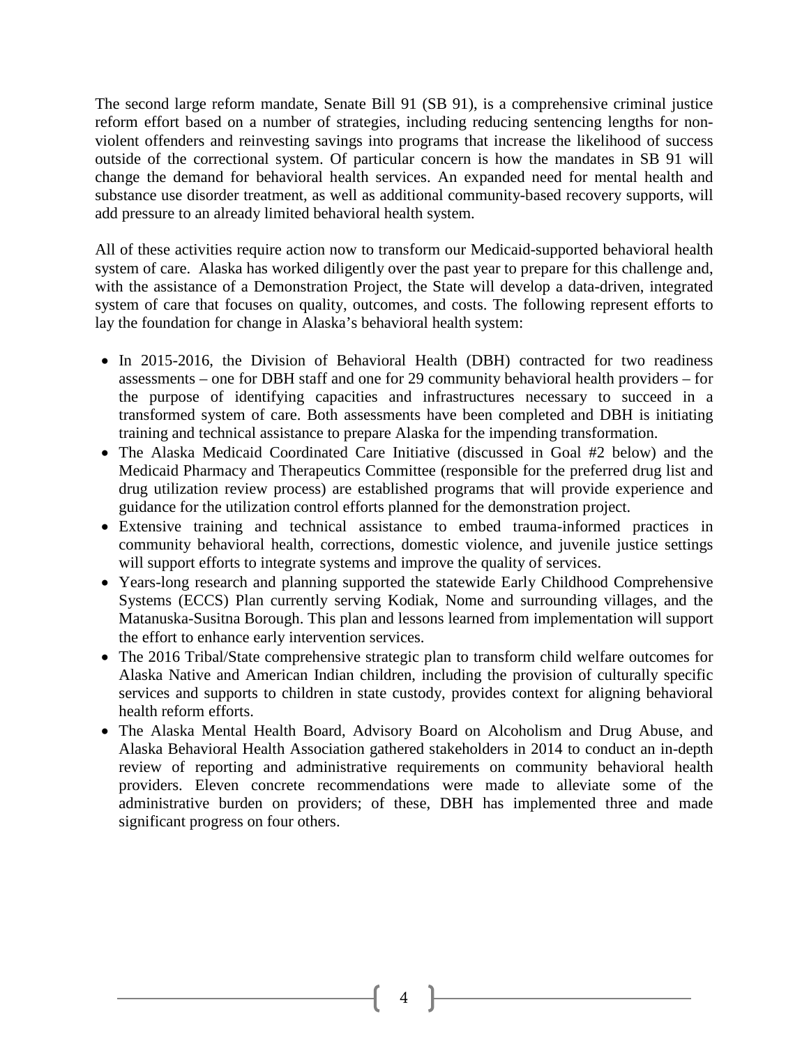The second large reform mandate, Senate Bill 91 (SB 91), is a comprehensive criminal justice reform effort based on a number of strategies, including reducing sentencing lengths for non-violent offenders and reinvesting savings into programs that increase the likelihood of success outside of the correctional system. Of particular concern is how the mandates in SB 91 will change the demand for behavioral health services. An expanded need for mental health and substance use disorder treatment, as well as additional community-based recovery supports, will add pressure to an already limited behavioral health system.

All of these activities require action now to transform our Medicaid-supported behavioral health system of care. Alaska has worked diligently over the past year to prepare for this challenge and, with the assistance of a Demonstration Project, the State will develop a data-driven, integrated system of care that focuses on quality, outcomes, and costs. The following represent efforts to lay the foundation for change in Alaska's behavioral health system:

- In 2015-2016, the Division of Behavioral Health (DBH) contracted for two readiness assessments – one for DBH staff and one for 29 community behavioral health providers – for the purpose of identifying capacities and infrastructures necessary to succeed in a transformed system of care. Both assessments have been completed and DBH is initiating training and technical assistance to prepare Alaska for the impending transformation.
- The Alaska Medicaid Coordinated Care Initiative (discussed in Goal #2 below) and the Medicaid Pharmacy and Therapeutics Committee (responsible for the preferred drug list and drug utilization review process) are established programs that will provide experience and guidance for the utilization control efforts planned for the demonstration project.
- Extensive training and technical assistance to embed trauma-informed practices in community behavioral health, corrections, domestic violence, and juvenile justice settings will support efforts to integrate systems and improve the quality of services.
- Years-long research and planning supported the statewide Early Childhood Comprehensive Systems (ECCS) Plan currently serving Kodiak, Nome and surrounding villages, and the Matanuska-Susitna Borough. This plan and lessons learned from implementation will support the effort to enhance early intervention services.
- The 2016 Tribal/State comprehensive strategic plan to transform child welfare outcomes for Alaska Native and American Indian children, including the provision of culturally specific services and supports to children in state custody, provides context for aligning behavioral health reform efforts.
- The Alaska Mental Health Board, Advisory Board on Alcoholism and Drug Abuse, and Alaska Behavioral Health Association gathered stakeholders in 2014 to conduct an in-depth review of reporting and administrative requirements on community behavioral health providers. Eleven concrete recommendations were made to alleviate some of the administrative burden on providers; of these, DBH has implemented three and made significant progress on four others.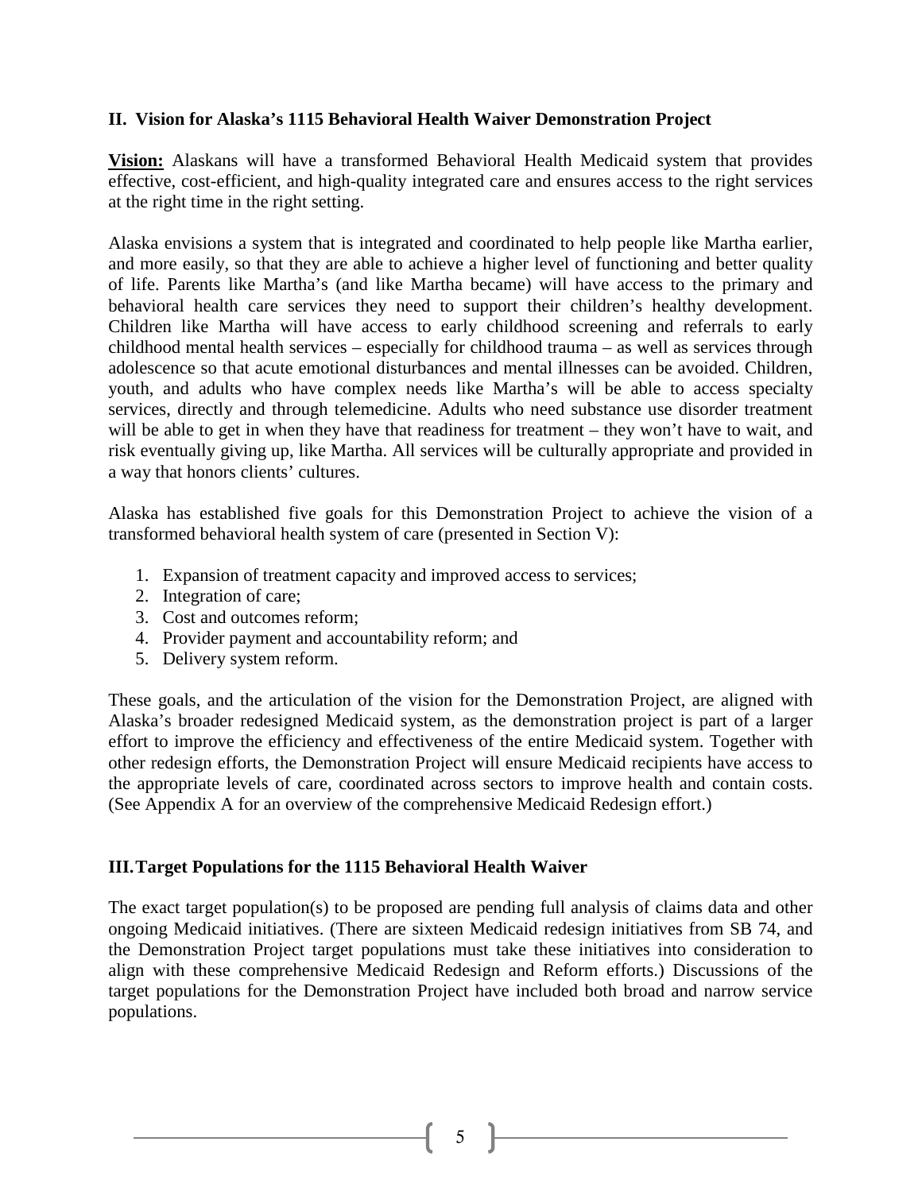## II. Vision for Alaska's 1115 Behavioral Health Waiver Demonstration Project

**Vision:** Alaskans will have a transformed Behavioral Health Medicaid system that provides effective, cost-efficient, and high-quality integrated care and ensures access to the right services at the right time in the right setting.

Alaska envisions a system that is integrated and coordinated to help people like Martha earlier, and more easily, so that they are able to achieve a higher level of functioning and better quality of life. Parents like Martha's (and like Martha became) will have access to the primary and behavioral health care services they need to support their children's healthy development. Children like Martha will have access to early childhood screening and referrals to early childhood mental health services – especially for childhood trauma – as well as services through adolescence so that acute emotional disturbances and mental illnesses can be avoided. Children, youth, and adults who have complex needs like Martha's will be able to access specialty services, directly and through telemedicine. Adults who need substance use disorder treatment will be able to get in when they have that readiness for treatment – they won't have to wait, and risk eventually giving up, like Martha. All services will be culturally appropriate and provided in a way that honors clients' cultures.

Alaska has established five goals for this Demonstration Project to achieve the vision of a transformed behavioral health system of care (presented in Section V):

1. Expansion of treatment capacity and improved access to services;
2. Integration of care;
3. Cost and outcomes reform;
4. Provider payment and accountability reform; and
5. Delivery system reform.

These goals, and the articulation of the vision for the Demonstration Project, are aligned with Alaska's broader redesigned Medicaid system, as the demonstration project is part of a larger effort to improve the efficiency and effectiveness of the entire Medicaid system. Together with other redesign efforts, the Demonstration Project will ensure Medicaid recipients have access to the appropriate levels of care, coordinated across sectors to improve health and contain costs. (See Appendix A for an overview of the comprehensive Medicaid Redesign effort.)

## III. Target Populations for the 1115 Behavioral Health Waiver

The exact target population(s) to be proposed are pending full analysis of claims data and other ongoing Medicaid initiatives. (There are sixteen Medicaid redesign initiatives from SB 74, and the Demonstration Project target populations must take these initiatives into consideration to align with these comprehensive Medicaid Redesign and Reform efforts.) Discussions of the target populations for the Demonstration Project have included both broad and narrow service populations.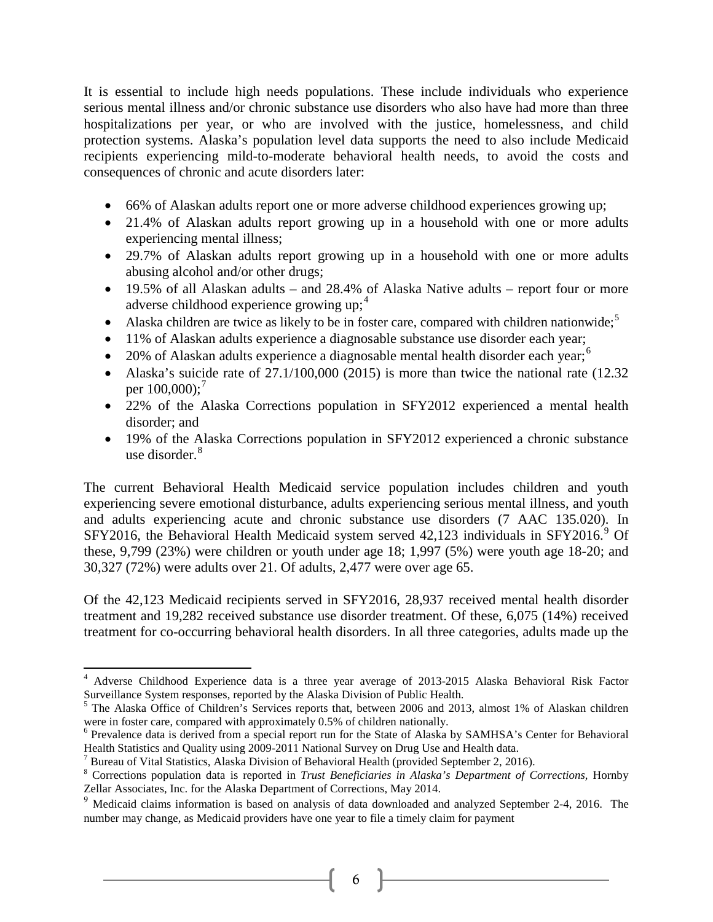It is essential to include high needs populations. These include individuals who experience serious mental illness and/or chronic substance use disorders who also have had more than three hospitalizations per year, or who are involved with the justice, homelessness, and child protection systems. Alaska's population level data supports the need to also include Medicaid recipients experiencing mild-to-moderate behavioral health needs, to avoid the costs and consequences of chronic and acute disorders later:

- 66% of Alaskan adults report one or more adverse childhood experiences growing up;
- 21.4% of Alaskan adults report growing up in a household with one or more adults experiencing mental illness;
- 29.7% of Alaskan adults report growing up in a household with one or more adults abusing alcohol and/or other drugs;
- 19.5% of all Alaskan adults – and 28.4% of Alaska Native adults – report four or more adverse childhood experience growing up;[4]
- Alaska children are twice as likely to be in foster care, compared with children nationwide;[5]
- 11% of Alaskan adults experience a diagnosable substance use disorder each year;
- 20% of Alaskan adults experience a diagnosable mental health disorder each year;[6]
- Alaska's suicide rate of 27.1/100,000 (2015) is more than twice the national rate (12.32 per 100,000);[7]
- 22% of the Alaska Corrections population in SFY2012 experienced a mental health disorder; and
- 19% of the Alaska Corrections population in SFY2012 experienced a chronic substance use disorder.[8]

The current Behavioral Health Medicaid service population includes children and youth experiencing severe emotional disturbance, adults experiencing serious mental illness, and youth and adults experiencing acute and chronic substance use disorders (7 AAC 135.020). In SFY2016, the Behavioral Health Medicaid system served 42,123 individuals in SFY2016.[9] Of these, 9,799 (23%) were children or youth under age 18; 1,997 (5%) were youth age 18-20; and 30,327 (72%) were adults over 21. Of adults, 2,477 were over age 65.

Of the 42,123 Medicaid recipients served in SFY2016, 28,937 received mental health disorder treatment and 19,282 received substance use disorder treatment. Of these, 6,075 (14%) received treatment for co-occurring behavioral health disorders. In all three categories, adults made up the

---

[4] Adverse Childhood Experience data is a three year average of 2013-2015 Alaska Behavioral Risk Factor Surveillance System responses, reported by the Alaska Division of Public Health.

[5] The Alaska Office of Children's Services reports that, between 2006 and 2013, almost 1% of Alaskan children were in foster care, compared with approximately 0.5% of children nationally.

[6] Prevalence data is derived from a special report run for the State of Alaska by SAMHSA's Center for Behavioral Health Statistics and Quality using 2009-2011 National Survey on Drug Use and Health data.

[7] Bureau of Vital Statistics, Alaska Division of Behavioral Health (provided September 2, 2016).

[8] Corrections population data is reported in *Trust Beneficiaries in Alaska's Department of Corrections,* Hornby Zellar Associates, Inc. for the Alaska Department of Corrections, May 2014.

[9] Medicaid claims information is based on analysis of data downloaded and analyzed September 2-4, 2016. The number may change, as Medicaid providers have one year to file a timely claim for payment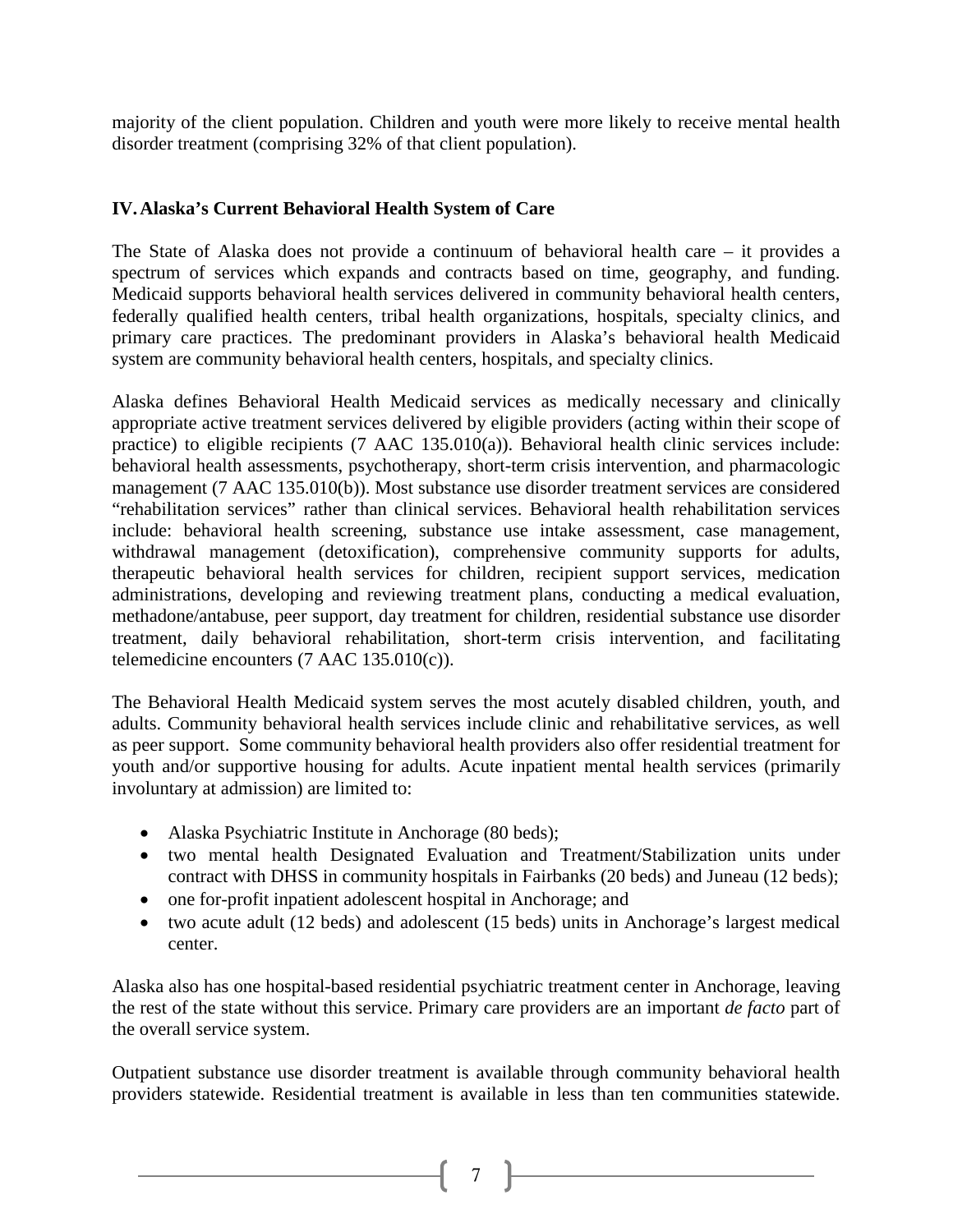majority of the client population. Children and youth were more likely to receive mental health disorder treatment (comprising 32% of that client population).

## IV. Alaska's Current Behavioral Health System of Care

The State of Alaska does not provide a continuum of behavioral health care – it provides a spectrum of services which expands and contracts based on time, geography, and funding. Medicaid supports behavioral health services delivered in community behavioral health centers, federally qualified health centers, tribal health organizations, hospitals, specialty clinics, and primary care practices. The predominant providers in Alaska's behavioral health Medicaid system are community behavioral health centers, hospitals, and specialty clinics.

Alaska defines Behavioral Health Medicaid services as medically necessary and clinically appropriate active treatment services delivered by eligible providers (acting within their scope of practice) to eligible recipients (7 AAC 135.010(a)). Behavioral health clinic services include: behavioral health assessments, psychotherapy, short-term crisis intervention, and pharmacologic management (7 AAC 135.010(b)). Most substance use disorder treatment services are considered "rehabilitation services" rather than clinical services. Behavioral health rehabilitation services include: behavioral health screening, substance use intake assessment, case management, withdrawal management (detoxification), comprehensive community supports for adults, therapeutic behavioral health services for children, recipient support services, medication administrations, developing and reviewing treatment plans, conducting a medical evaluation, methadone/antabuse, peer support, day treatment for children, residential substance use disorder treatment, daily behavioral rehabilitation, short-term crisis intervention, and facilitating telemedicine encounters (7 AAC 135.010(c)).

The Behavioral Health Medicaid system serves the most acutely disabled children, youth, and adults. Community behavioral health services include clinic and rehabilitative services, as well as peer support. Some community behavioral health providers also offer residential treatment for youth and/or supportive housing for adults. Acute inpatient mental health services (primarily involuntary at admission) are limited to:

- Alaska Psychiatric Institute in Anchorage (80 beds);
- two mental health Designated Evaluation and Treatment/Stabilization units under contract with DHSS in community hospitals in Fairbanks (20 beds) and Juneau (12 beds);
- one for-profit inpatient adolescent hospital in Anchorage; and
- two acute adult (12 beds) and adolescent (15 beds) units in Anchorage's largest medical center.

Alaska also has one hospital-based residential psychiatric treatment center in Anchorage, leaving the rest of the state without this service. Primary care providers are an important *de facto* part of the overall service system.

Outpatient substance use disorder treatment is available through community behavioral health providers statewide. Residential treatment is available in less than ten communities statewide.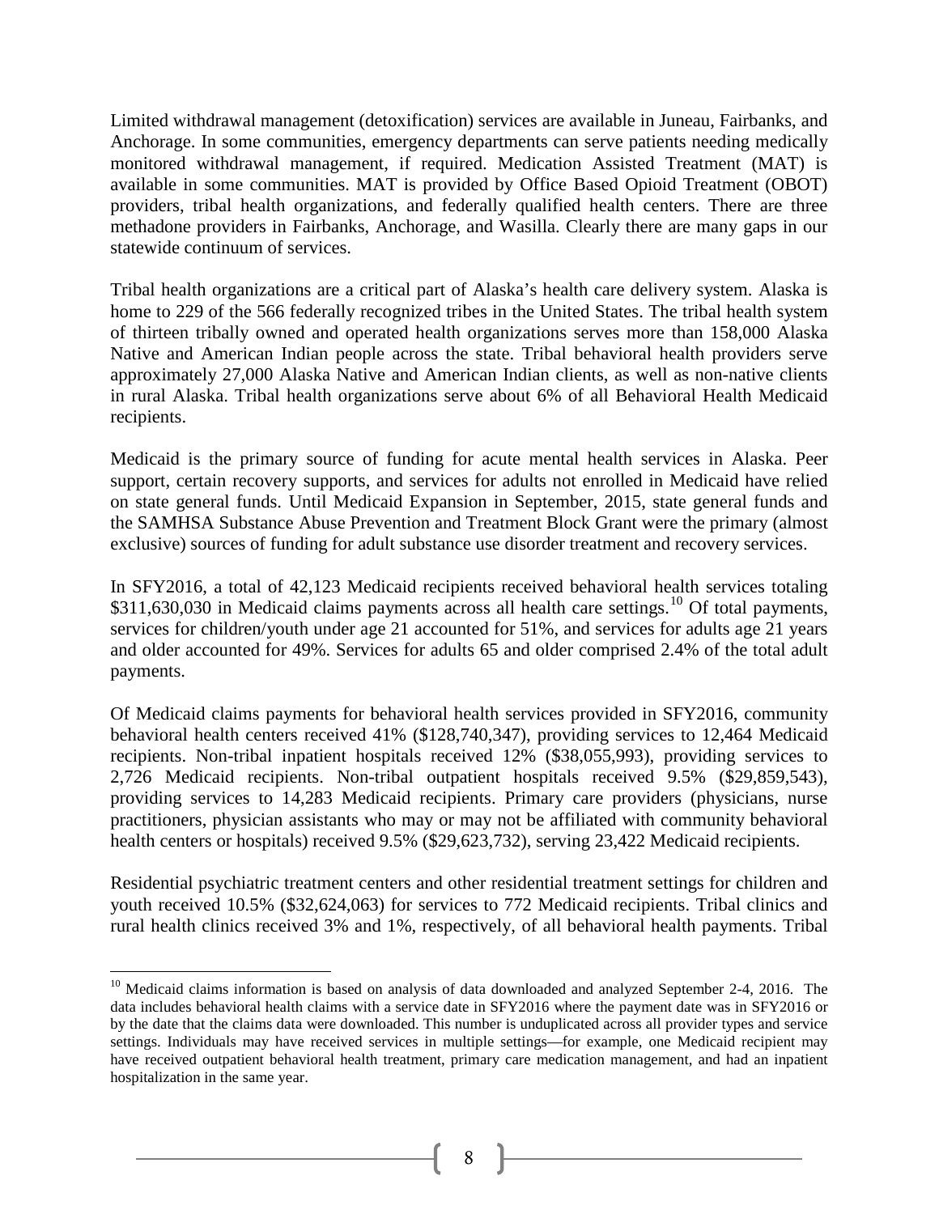Limited withdrawal management (detoxification) services are available in Juneau, Fairbanks, and Anchorage. In some communities, emergency departments can serve patients needing medically monitored withdrawal management, if required. Medication Assisted Treatment (MAT) is available in some communities. MAT is provided by Office Based Opioid Treatment (OBOT) providers, tribal health organizations, and federally qualified health centers. There are three methadone providers in Fairbanks, Anchorage, and Wasilla. Clearly there are many gaps in our statewide continuum of services.

Tribal health organizations are a critical part of Alaska's health care delivery system. Alaska is home to 229 of the 566 federally recognized tribes in the United States. The tribal health system of thirteen tribally owned and operated health organizations serves more than 158,000 Alaska Native and American Indian people across the state. Tribal behavioral health providers serve approximately 27,000 Alaska Native and American Indian clients, as well as non-native clients in rural Alaska. Tribal health organizations serve about 6% of all Behavioral Health Medicaid recipients.

Medicaid is the primary source of funding for acute mental health services in Alaska. Peer support, certain recovery supports, and services for adults not enrolled in Medicaid have relied on state general funds. Until Medicaid Expansion in September, 2015, state general funds and the SAMHSA Substance Abuse Prevention and Treatment Block Grant were the primary (almost exclusive) sources of funding for adult substance use disorder treatment and recovery services.

In SFY2016, a total of 42,123 Medicaid recipients received behavioral health services totaling $311,630,030 in Medicaid claims payments across all health care settings.[10] Of total payments, services for children/youth under age 21 accounted for 51%, and services for adults age 21 years and older accounted for 49%. Services for adults 65 and older comprised 2.4% of the total adult payments.

Of Medicaid claims payments for behavioral health services provided in SFY2016, community behavioral health centers received 41% ($128,740,347), providing services to 12,464 Medicaid recipients. Non-tribal inpatient hospitals received 12% ($38,055,993), providing services to 2,726 Medicaid recipients. Non-tribal outpatient hospitals received 9.5% ($29,859,543), providing services to 14,283 Medicaid recipients. Primary care providers (physicians, nurse practitioners, physician assistants who may or may not be affiliated with community behavioral health centers or hospitals) received 9.5% ($29,623,732), serving 23,422 Medicaid recipients.

Residential psychiatric treatment centers and other residential treatment settings for children and youth received 10.5% ($32,624,063) for services to 772 Medicaid recipients. Tribal clinics and rural health clinics received 3% and 1%, respectively, of all behavioral health payments. Tribal

[10] Medicaid claims information is based on analysis of data downloaded and analyzed September 2-4, 2016. The data includes behavioral health claims with a service date in SFY2016 where the payment date was in SFY2016 or by the date that the claims data were downloaded. This number is unduplicated across all provider types and service settings. Individuals may have received services in multiple settings—for example, one Medicaid recipient may have received outpatient behavioral health treatment, primary care medication management, and had an inpatient hospitalization in the same year.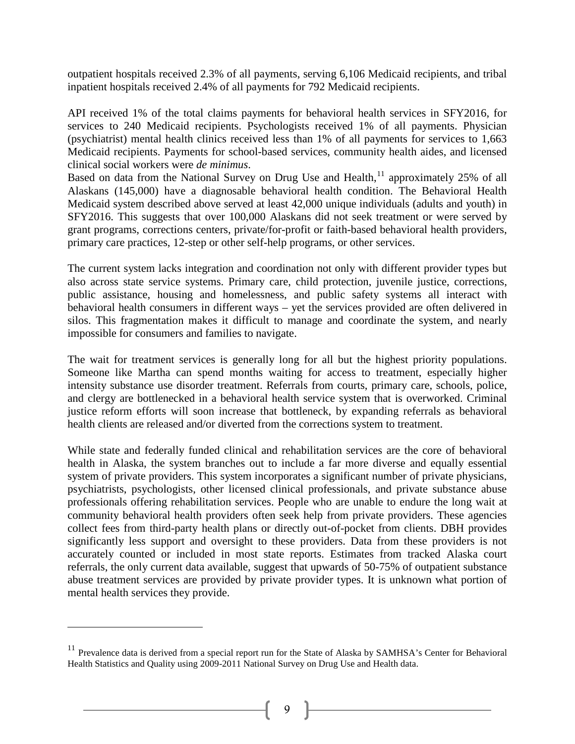outpatient hospitals received 2.3% of all payments, serving 6,106 Medicaid recipients, and tribal inpatient hospitals received 2.4% of all payments for 792 Medicaid recipients.

API received 1% of the total claims payments for behavioral health services in SFY2016, for services to 240 Medicaid recipients. Psychologists received 1% of all payments. Physician (psychiatrist) mental health clinics received less than 1% of all payments for services to 1,663 Medicaid recipients. Payments for school-based services, community health aides, and licensed clinical social workers were *de minimus*.

Based on data from the National Survey on Drug Use and Health,[11] approximately 25% of all Alaskans (145,000) have a diagnosable behavioral health condition. The Behavioral Health Medicaid system described above served at least 42,000 unique individuals (adults and youth) in SFY2016. This suggests that over 100,000 Alaskans did not seek treatment or were served by grant programs, corrections centers, private/for-profit or faith-based behavioral health providers, primary care practices, 12-step or other self-help programs, or other services.

The current system lacks integration and coordination not only with different provider types but also across state service systems. Primary care, child protection, juvenile justice, corrections, public assistance, housing and homelessness, and public safety systems all interact with behavioral health consumers in different ways – yet the services provided are often delivered in silos. This fragmentation makes it difficult to manage and coordinate the system, and nearly impossible for consumers and families to navigate.

The wait for treatment services is generally long for all but the highest priority populations. Someone like Martha can spend months waiting for access to treatment, especially higher intensity substance use disorder treatment. Referrals from courts, primary care, schools, police, and clergy are bottlenecked in a behavioral health service system that is overworked. Criminal justice reform efforts will soon increase that bottleneck, by expanding referrals as behavioral health clients are released and/or diverted from the corrections system to treatment.

While state and federally funded clinical and rehabilitation services are the core of behavioral health in Alaska, the system branches out to include a far more diverse and equally essential system of private providers. This system incorporates a significant number of private physicians, psychiatrists, psychologists, other licensed clinical professionals, and private substance abuse professionals offering rehabilitation services. People who are unable to endure the long wait at community behavioral health providers often seek help from private providers. These agencies collect fees from third-party health plans or directly out-of-pocket from clients. DBH provides significantly less support and oversight to these providers. Data from these providers is not accurately counted or included in most state reports. Estimates from tracked Alaska court referrals, the only current data available, suggest that upwards of 50-75% of outpatient substance abuse treatment services are provided by private provider types. It is unknown what portion of mental health services they provide.

---

[11] Prevalence data is derived from a special report run for the State of Alaska by SAMHSA's Center for Behavioral Health Statistics and Quality using 2009-2011 National Survey on Drug Use and Health data.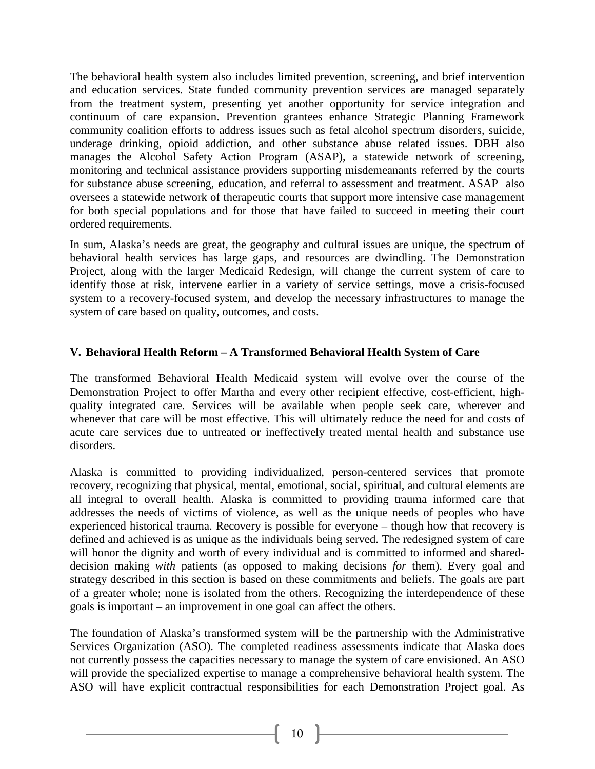The behavioral health system also includes limited prevention, screening, and brief intervention and education services. State funded community prevention services are managed separately from the treatment system, presenting yet another opportunity for service integration and continuum of care expansion. Prevention grantees enhance Strategic Planning Framework community coalition efforts to address issues such as fetal alcohol spectrum disorders, suicide, underage drinking, opioid addiction, and other substance abuse related issues. DBH also manages the Alcohol Safety Action Program (ASAP), a statewide network of screening, monitoring and technical assistance providers supporting misdemeanants referred by the courts for substance abuse screening, education, and referral to assessment and treatment. ASAP also oversees a statewide network of therapeutic courts that support more intensive case management for both special populations and for those that have failed to succeed in meeting their court ordered requirements.

In sum, Alaska's needs are great, the geography and cultural issues are unique, the spectrum of behavioral health services has large gaps, and resources are dwindling. The Demonstration Project, along with the larger Medicaid Redesign, will change the current system of care to identify those at risk, intervene earlier in a variety of service settings, move a crisis-focused system to a recovery-focused system, and develop the necessary infrastructures to manage the system of care based on quality, outcomes, and costs.

## V. Behavioral Health Reform – A Transformed Behavioral Health System of Care

The transformed Behavioral Health Medicaid system will evolve over the course of the Demonstration Project to offer Martha and every other recipient effective, cost-efficient, high-quality integrated care. Services will be available when people seek care, wherever and whenever that care will be most effective. This will ultimately reduce the need for and costs of acute care services due to untreated or ineffectively treated mental health and substance use disorders.

Alaska is committed to providing individualized, person-centered services that promote recovery, recognizing that physical, mental, emotional, social, spiritual, and cultural elements are all integral to overall health. Alaska is committed to providing trauma informed care that addresses the needs of victims of violence, as well as the unique needs of peoples who have experienced historical trauma. Recovery is possible for everyone – though how that recovery is defined and achieved is as unique as the individuals being served. The redesigned system of care will honor the dignity and worth of every individual and is committed to informed and shared-decision making *with* patients (as opposed to making decisions *for* them). Every goal and strategy described in this section is based on these commitments and beliefs. The goals are part of a greater whole; none is isolated from the others. Recognizing the interdependence of these goals is important – an improvement in one goal can affect the others.

The foundation of Alaska's transformed system will be the partnership with the Administrative Services Organization (ASO). The completed readiness assessments indicate that Alaska does not currently possess the capacities necessary to manage the system of care envisioned. An ASO will provide the specialized expertise to manage a comprehensive behavioral health system. The ASO will have explicit contractual responsibilities for each Demonstration Project goal. As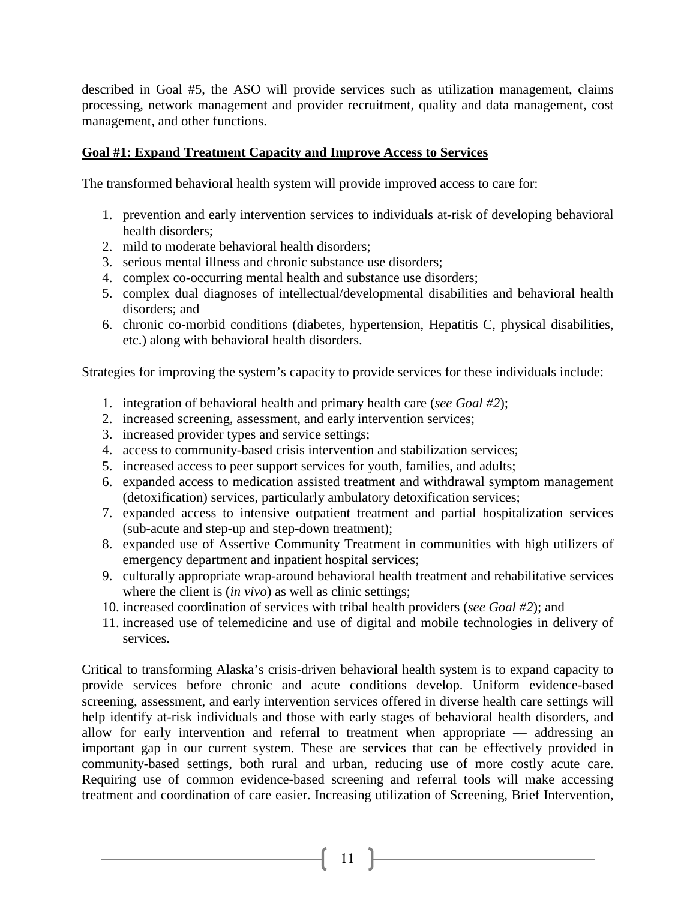described in Goal #5, the ASO will provide services such as utilization management, claims processing, network management and provider recruitment, quality and data management, cost management, and other functions.

## Goal #1: Expand Treatment Capacity and Improve Access to Services

The transformed behavioral health system will provide improved access to care for:

1. prevention and early intervention services to individuals at-risk of developing behavioral health disorders;
2. mild to moderate behavioral health disorders;
3. serious mental illness and chronic substance use disorders;
4. complex co-occurring mental health and substance use disorders;
5. complex dual diagnoses of intellectual/developmental disabilities and behavioral health disorders; and
6. chronic co-morbid conditions (diabetes, hypertension, Hepatitis C, physical disabilities, etc.) along with behavioral health disorders.

Strategies for improving the system's capacity to provide services for these individuals include:

1. integration of behavioral health and primary health care (*see Goal #2*);
2. increased screening, assessment, and early intervention services;
3. increased provider types and service settings;
4. access to community-based crisis intervention and stabilization services;
5. increased access to peer support services for youth, families, and adults;
6. expanded access to medication assisted treatment and withdrawal symptom management (detoxification) services, particularly ambulatory detoxification services;
7. expanded access to intensive outpatient treatment and partial hospitalization services (sub-acute and step-up and step-down treatment);
8. expanded use of Assertive Community Treatment in communities with high utilizers of emergency department and inpatient hospital services;
9. culturally appropriate wrap-around behavioral health treatment and rehabilitative services where the client is (*in vivo*) as well as clinic settings;
10. increased coordination of services with tribal health providers (*see Goal #2*); and
11. increased use of telemedicine and use of digital and mobile technologies in delivery of services.

Critical to transforming Alaska's crisis-driven behavioral health system is to expand capacity to provide services before chronic and acute conditions develop. Uniform evidence-based screening, assessment, and early intervention services offered in diverse health care settings will help identify at-risk individuals and those with early stages of behavioral health disorders, and allow for early intervention and referral to treatment when appropriate — addressing an important gap in our current system. These are services that can be effectively provided in community-based settings, both rural and urban, reducing use of more costly acute care. Requiring use of common evidence-based screening and referral tools will make accessing treatment and coordination of care easier. Increasing utilization of Screening, Brief Intervention,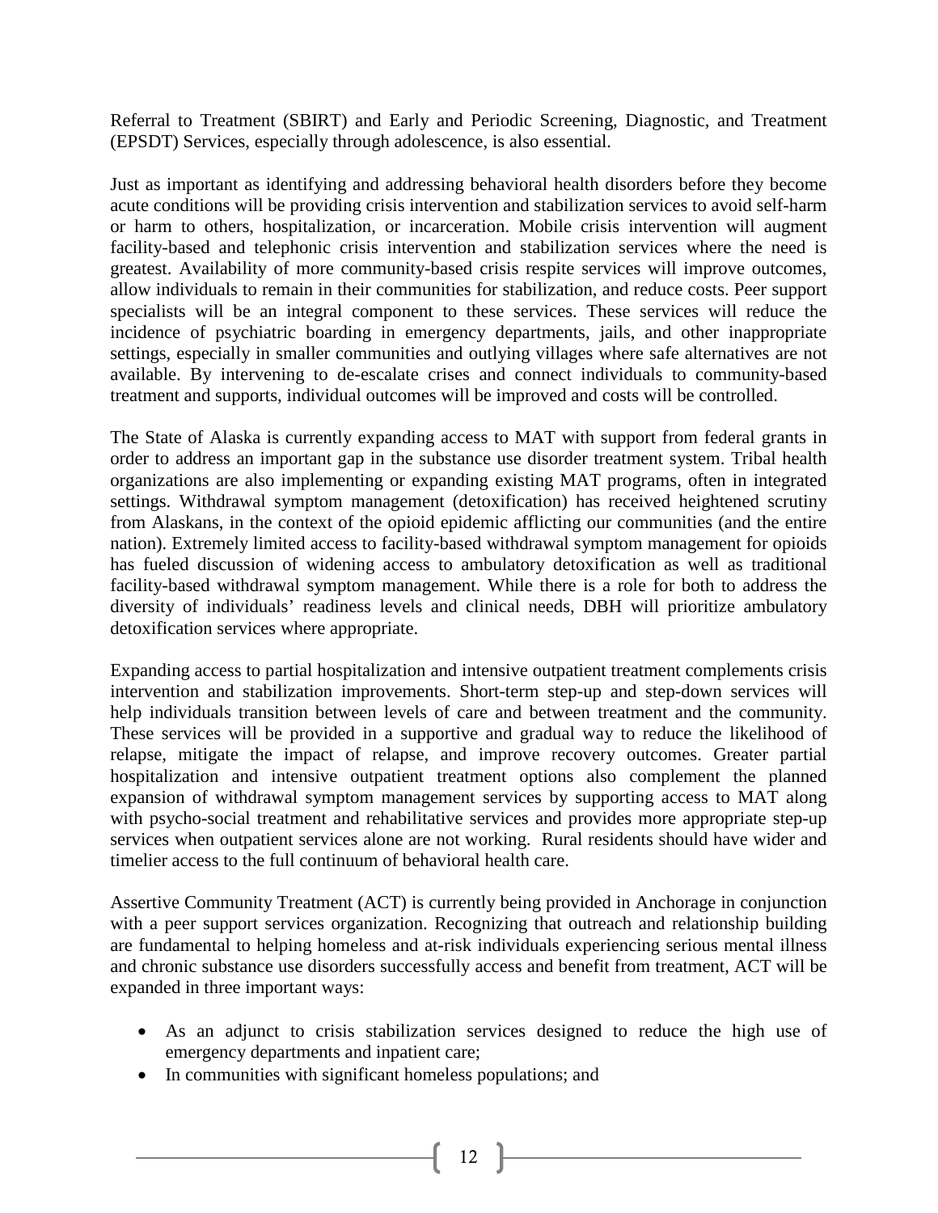Referral to Treatment (SBIRT) and Early and Periodic Screening, Diagnostic, and Treatment (EPSDT) Services, especially through adolescence, is also essential.

Just as important as identifying and addressing behavioral health disorders before they become acute conditions will be providing crisis intervention and stabilization services to avoid self-harm or harm to others, hospitalization, or incarceration. Mobile crisis intervention will augment facility-based and telephonic crisis intervention and stabilization services where the need is greatest. Availability of more community-based crisis respite services will improve outcomes, allow individuals to remain in their communities for stabilization, and reduce costs. Peer support specialists will be an integral component to these services. These services will reduce the incidence of psychiatric boarding in emergency departments, jails, and other inappropriate settings, especially in smaller communities and outlying villages where safe alternatives are not available. By intervening to de-escalate crises and connect individuals to community-based treatment and supports, individual outcomes will be improved and costs will be controlled.

The State of Alaska is currently expanding access to MAT with support from federal grants in order to address an important gap in the substance use disorder treatment system. Tribal health organizations are also implementing or expanding existing MAT programs, often in integrated settings. Withdrawal symptom management (detoxification) has received heightened scrutiny from Alaskans, in the context of the opioid epidemic afflicting our communities (and the entire nation). Extremely limited access to facility-based withdrawal symptom management for opioids has fueled discussion of widening access to ambulatory detoxification as well as traditional facility-based withdrawal symptom management. While there is a role for both to address the diversity of individuals' readiness levels and clinical needs, DBH will prioritize ambulatory detoxification services where appropriate.

Expanding access to partial hospitalization and intensive outpatient treatment complements crisis intervention and stabilization improvements. Short-term step-up and step-down services will help individuals transition between levels of care and between treatment and the community. These services will be provided in a supportive and gradual way to reduce the likelihood of relapse, mitigate the impact of relapse, and improve recovery outcomes. Greater partial hospitalization and intensive outpatient treatment options also complement the planned expansion of withdrawal symptom management services by supporting access to MAT along with psycho-social treatment and rehabilitative services and provides more appropriate step-up services when outpatient services alone are not working. Rural residents should have wider and timelier access to the full continuum of behavioral health care.

Assertive Community Treatment (ACT) is currently being provided in Anchorage in conjunction with a peer support services organization. Recognizing that outreach and relationship building are fundamental to helping homeless and at-risk individuals experiencing serious mental illness and chronic substance use disorders successfully access and benefit from treatment, ACT will be expanded in three important ways:

- As an adjunct to crisis stabilization services designed to reduce the high use of emergency departments and inpatient care;
- In communities with significant homeless populations; and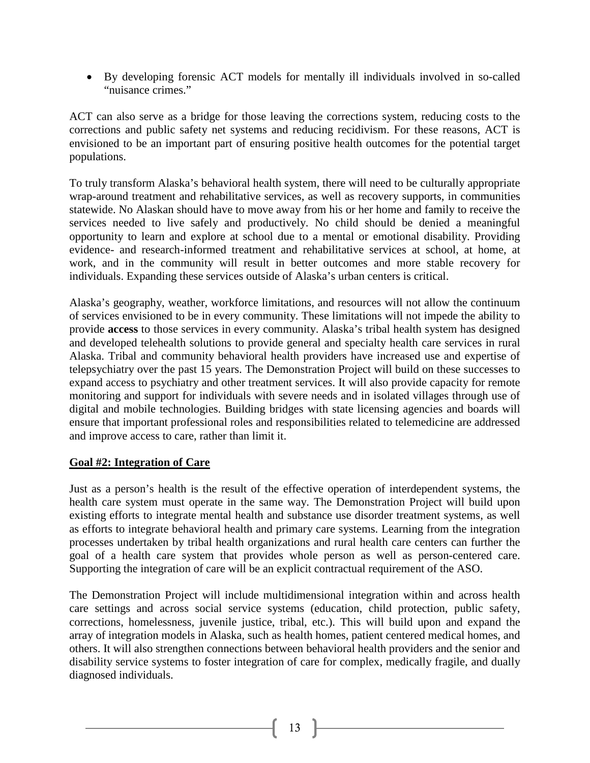- By developing forensic ACT models for mentally ill individuals involved in so-called "nuisance crimes."

ACT can also serve as a bridge for those leaving the corrections system, reducing costs to the corrections and public safety net systems and reducing recidivism. For these reasons, ACT is envisioned to be an important part of ensuring positive health outcomes for the potential target populations.

To truly transform Alaska's behavioral health system, there will need to be culturally appropriate wrap-around treatment and rehabilitative services, as well as recovery supports, in communities statewide. No Alaskan should have to move away from his or her home and family to receive the services needed to live safely and productively. No child should be denied a meaningful opportunity to learn and explore at school due to a mental or emotional disability. Providing evidence- and research-informed treatment and rehabilitative services at school, at home, at work, and in the community will result in better outcomes and more stable recovery for individuals. Expanding these services outside of Alaska's urban centers is critical.

Alaska's geography, weather, workforce limitations, and resources will not allow the continuum of services envisioned to be in every community. These limitations will not impede the ability to provide **access** to those services in every community. Alaska's tribal health system has designed and developed telehealth solutions to provide general and specialty health care services in rural Alaska. Tribal and community behavioral health providers have increased use and expertise of telepsychiatry over the past 15 years. The Demonstration Project will build on these successes to expand access to psychiatry and other treatment services. It will also provide capacity for remote monitoring and support for individuals with severe needs and in isolated villages through use of digital and mobile technologies. Building bridges with state licensing agencies and boards will ensure that important professional roles and responsibilities related to telemedicine are addressed and improve access to care, rather than limit it.

## Goal #2: Integration of Care

Just as a person's health is the result of the effective operation of interdependent systems, the health care system must operate in the same way. The Demonstration Project will build upon existing efforts to integrate mental health and substance use disorder treatment systems, as well as efforts to integrate behavioral health and primary care systems. Learning from the integration processes undertaken by tribal health organizations and rural health care centers can further the goal of a health care system that provides whole person as well as person-centered care. Supporting the integration of care will be an explicit contractual requirement of the ASO.

The Demonstration Project will include multidimensional integration within and across health care settings and across social service systems (education, child protection, public safety, corrections, homelessness, juvenile justice, tribal, etc.). This will build upon and expand the array of integration models in Alaska, such as health homes, patient centered medical homes, and others. It will also strengthen connections between behavioral health providers and the senior and disability service systems to foster integration of care for complex, medically fragile, and dually diagnosed individuals.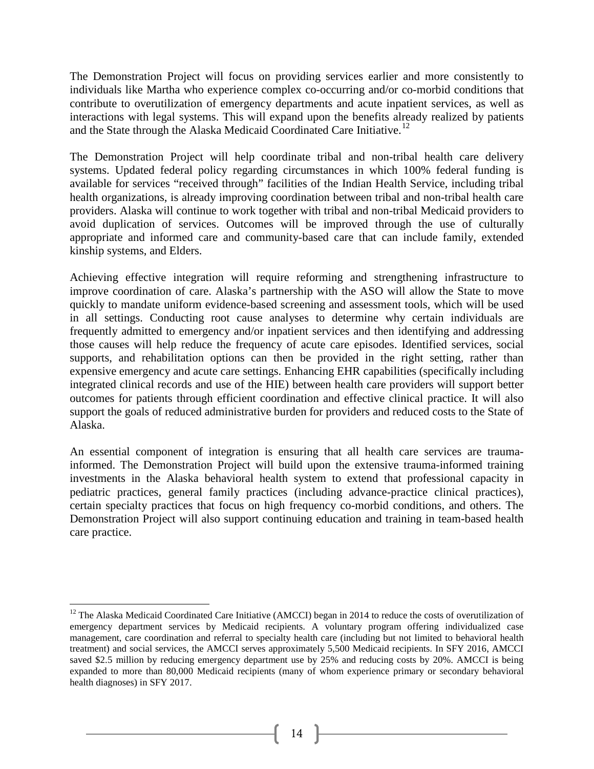The Demonstration Project will focus on providing services earlier and more consistently to individuals like Martha who experience complex co-occurring and/or co-morbid conditions that contribute to overutilization of emergency departments and acute inpatient services, as well as interactions with legal systems. This will expand upon the benefits already realized by patients and the State through the Alaska Medicaid Coordinated Care Initiative.[12]

The Demonstration Project will help coordinate tribal and non-tribal health care delivery systems. Updated federal policy regarding circumstances in which 100% federal funding is available for services "received through" facilities of the Indian Health Service, including tribal health organizations, is already improving coordination between tribal and non-tribal health care providers. Alaska will continue to work together with tribal and non-tribal Medicaid providers to avoid duplication of services. Outcomes will be improved through the use of culturally appropriate and informed care and community-based care that can include family, extended kinship systems, and Elders.

Achieving effective integration will require reforming and strengthening infrastructure to improve coordination of care. Alaska's partnership with the ASO will allow the State to move quickly to mandate uniform evidence-based screening and assessment tools, which will be used in all settings. Conducting root cause analyses to determine why certain individuals are frequently admitted to emergency and/or inpatient services and then identifying and addressing those causes will help reduce the frequency of acute care episodes. Identified services, social supports, and rehabilitation options can then be provided in the right setting, rather than expensive emergency and acute care settings. Enhancing EHR capabilities (specifically including integrated clinical records and use of the HIE) between health care providers will support better outcomes for patients through efficient coordination and effective clinical practice. It will also support the goals of reduced administrative burden for providers and reduced costs to the State of Alaska.

An essential component of integration is ensuring that all health care services are trauma-informed. The Demonstration Project will build upon the extensive trauma-informed training investments in the Alaska behavioral health system to extend that professional capacity in pediatric practices, general family practices (including advance-practice clinical practices), certain specialty practices that focus on high frequency co-morbid conditions, and others. The Demonstration Project will also support continuing education and training in team-based health care practice.

---

[12] The Alaska Medicaid Coordinated Care Initiative (AMCCI) began in 2014 to reduce the costs of overutilization of emergency department services by Medicaid recipients. A voluntary program offering individualized case management, care coordination and referral to specialty health care (including but not limited to behavioral health treatment) and social services, the AMCCI serves approximately 5,500 Medicaid recipients. In SFY 2016, AMCCI saved $2.5 million by reducing emergency department use by 25% and reducing costs by 20%. AMCCI is being expanded to more than 80,000 Medicaid recipients (many of whom experience primary or secondary behavioral health diagnoses) in SFY 2017.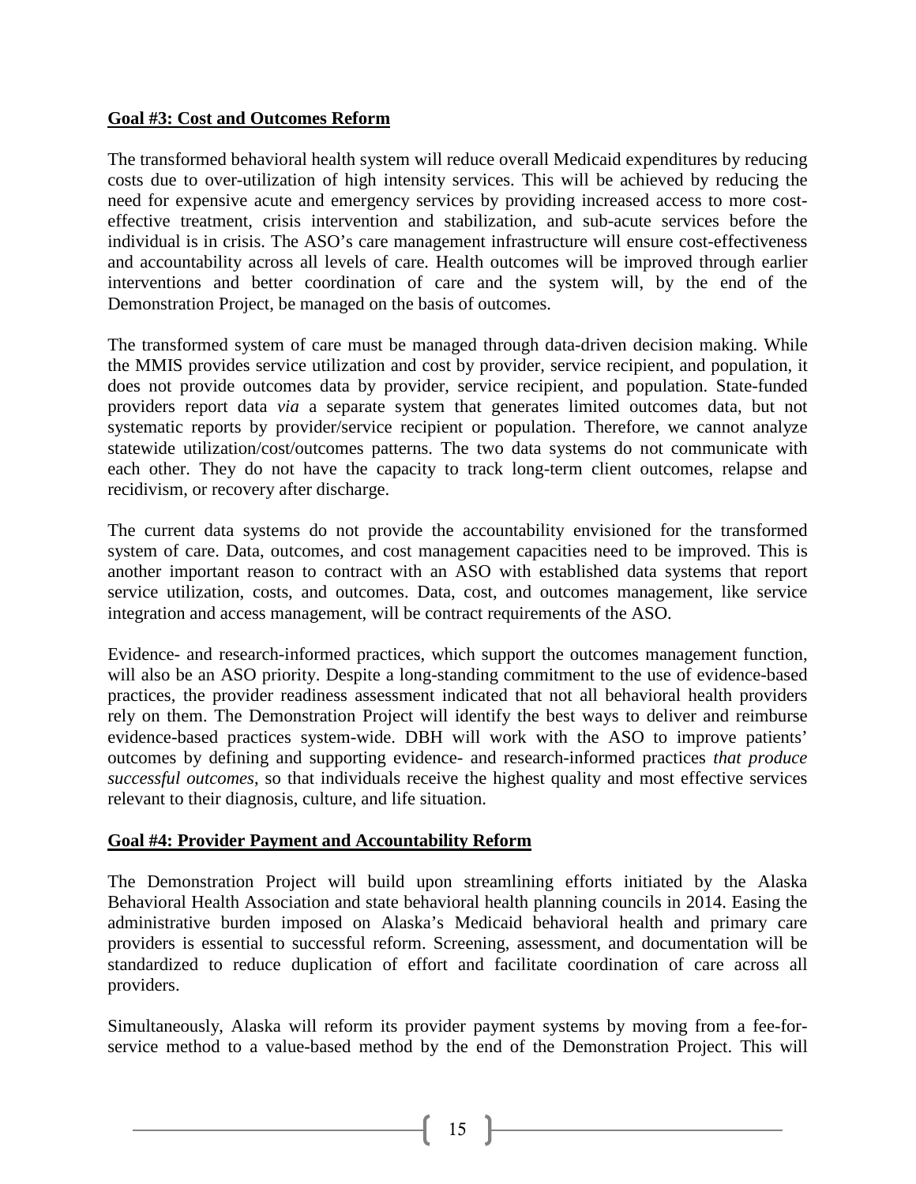**Goal #3: Cost and Outcomes Reform**

The transformed behavioral health system will reduce overall Medicaid expenditures by reducing costs due to over-utilization of high intensity services. This will be achieved by reducing the need for expensive acute and emergency services by providing increased access to more cost-effective treatment, crisis intervention and stabilization, and sub-acute services before the individual is in crisis. The ASO's care management infrastructure will ensure cost-effectiveness and accountability across all levels of care. Health outcomes will be improved through earlier interventions and better coordination of care and the system will, by the end of the Demonstration Project, be managed on the basis of outcomes.

The transformed system of care must be managed through data-driven decision making. While the MMIS provides service utilization and cost by provider, service recipient, and population, it does not provide outcomes data by provider, service recipient, and population. State-funded providers report data *via* a separate system that generates limited outcomes data, but not systematic reports by provider/service recipient or population. Therefore, we cannot analyze statewide utilization/cost/outcomes patterns. The two data systems do not communicate with each other. They do not have the capacity to track long-term client outcomes, relapse and recidivism, or recovery after discharge.

The current data systems do not provide the accountability envisioned for the transformed system of care. Data, outcomes, and cost management capacities need to be improved. This is another important reason to contract with an ASO with established data systems that report service utilization, costs, and outcomes. Data, cost, and outcomes management, like service integration and access management, will be contract requirements of the ASO.

Evidence- and research-informed practices, which support the outcomes management function, will also be an ASO priority. Despite a long-standing commitment to the use of evidence-based practices, the provider readiness assessment indicated that not all behavioral health providers rely on them. The Demonstration Project will identify the best ways to deliver and reimburse evidence-based practices system-wide. DBH will work with the ASO to improve patients' outcomes by defining and supporting evidence- and research-informed practices *that produce successful outcomes*, so that individuals receive the highest quality and most effective services relevant to their diagnosis, culture, and life situation.

**Goal #4: Provider Payment and Accountability Reform**

The Demonstration Project will build upon streamlining efforts initiated by the Alaska Behavioral Health Association and state behavioral health planning councils in 2014. Easing the administrative burden imposed on Alaska's Medicaid behavioral health and primary care providers is essential to successful reform. Screening, assessment, and documentation will be standardized to reduce duplication of effort and facilitate coordination of care across all providers.

Simultaneously, Alaska will reform its provider payment systems by moving from a fee-for-service method to a value-based method by the end of the Demonstration Project. This will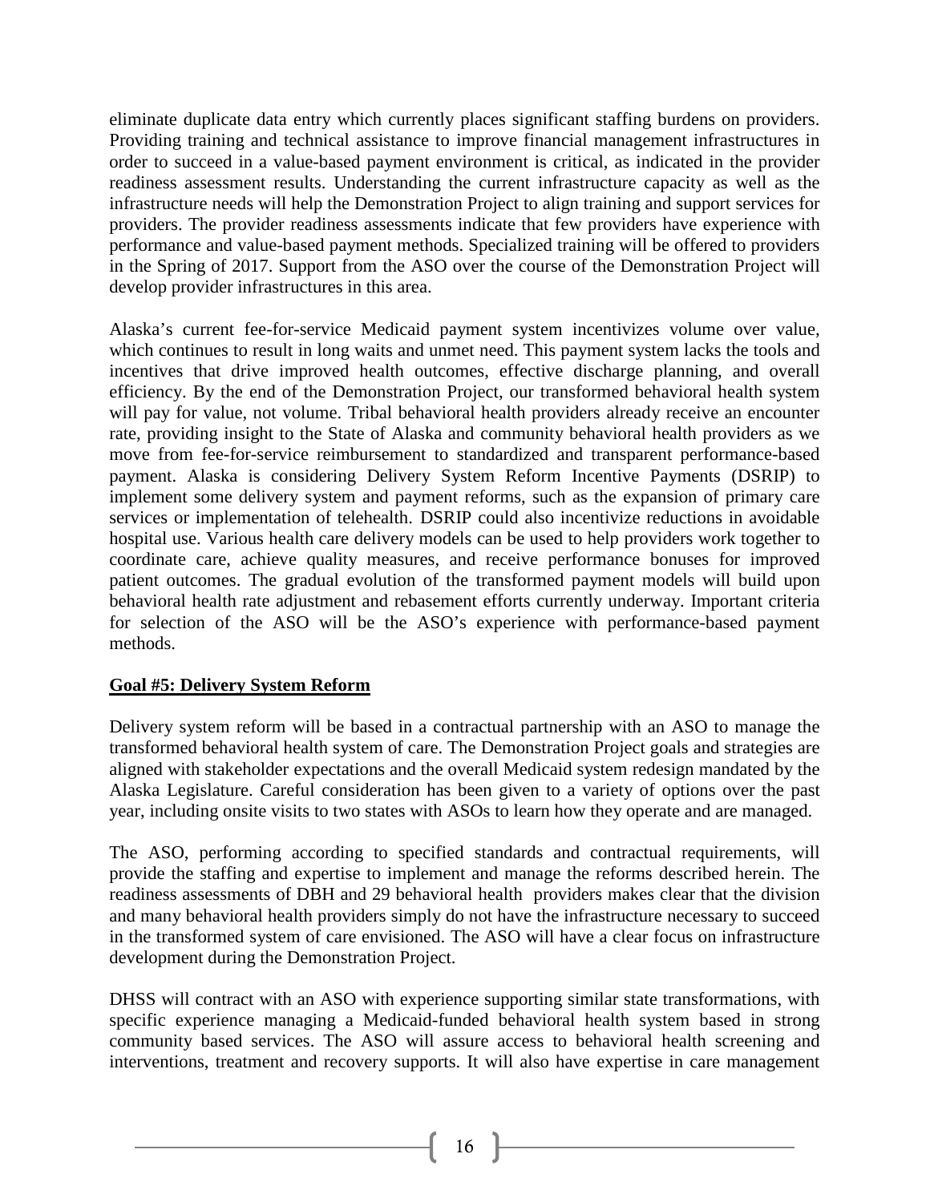eliminate duplicate data entry which currently places significant staffing burdens on providers. Providing training and technical assistance to improve financial management infrastructures in order to succeed in a value-based payment environment is critical, as indicated in the provider readiness assessment results. Understanding the current infrastructure capacity as well as the infrastructure needs will help the Demonstration Project to align training and support services for providers. The provider readiness assessments indicate that few providers have experience with performance and value-based payment methods. Specialized training will be offered to providers in the Spring of 2017. Support from the ASO over the course of the Demonstration Project will develop provider infrastructures in this area.

Alaska's current fee-for-service Medicaid payment system incentivizes volume over value, which continues to result in long waits and unmet need. This payment system lacks the tools and incentives that drive improved health outcomes, effective discharge planning, and overall efficiency. By the end of the Demonstration Project, our transformed behavioral health system will pay for value, not volume. Tribal behavioral health providers already receive an encounter rate, providing insight to the State of Alaska and community behavioral health providers as we move from fee-for-service reimbursement to standardized and transparent performance-based payment. Alaska is considering Delivery System Reform Incentive Payments (DSRIP) to implement some delivery system and payment reforms, such as the expansion of primary care services or implementation of telehealth. DSRIP could also incentivize reductions in avoidable hospital use. Various health care delivery models can be used to help providers work together to coordinate care, achieve quality measures, and receive performance bonuses for improved patient outcomes. The gradual evolution of the transformed payment models will build upon behavioral health rate adjustment and rebasement efforts currently underway. Important criteria for selection of the ASO will be the ASO's experience with performance-based payment methods.

**Goal #5: Delivery System Reform**

Delivery system reform will be based in a contractual partnership with an ASO to manage the transformed behavioral health system of care. The Demonstration Project goals and strategies are aligned with stakeholder expectations and the overall Medicaid system redesign mandated by the Alaska Legislature. Careful consideration has been given to a variety of options over the past year, including onsite visits to two states with ASOs to learn how they operate and are managed.

The ASO, performing according to specified standards and contractual requirements, will provide the staffing and expertise to implement and manage the reforms described herein. The readiness assessments of DBH and 29 behavioral health providers makes clear that the division and many behavioral health providers simply do not have the infrastructure necessary to succeed in the transformed system of care envisioned. The ASO will have a clear focus on infrastructure development during the Demonstration Project.

DHSS will contract with an ASO with experience supporting similar state transformations, with specific experience managing a Medicaid-funded behavioral health system based in strong community based services. The ASO will assure access to behavioral health screening and interventions, treatment and recovery supports. It will also have expertise in care management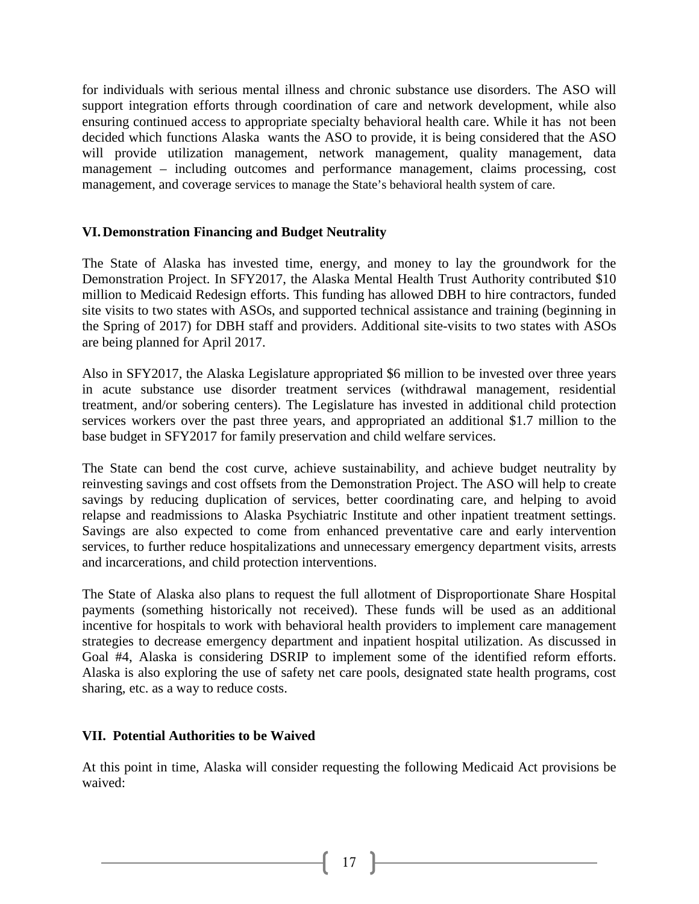for individuals with serious mental illness and chronic substance use disorders. The ASO will support integration efforts through coordination of care and network development, while also ensuring continued access to appropriate specialty behavioral health care. While it has not been decided which functions Alaska wants the ASO to provide, it is being considered that the ASO will provide utilization management, network management, quality management, data management – including outcomes and performance management, claims processing, cost management, and coverage services to manage the State's behavioral health system of care.

## VI. Demonstration Financing and Budget Neutrality

The State of Alaska has invested time, energy, and money to lay the groundwork for the Demonstration Project. In SFY2017, the Alaska Mental Health Trust Authority contributed $10 million to Medicaid Redesign efforts. This funding has allowed DBH to hire contractors, funded site visits to two states with ASOs, and supported technical assistance and training (beginning in the Spring of 2017) for DBH staff and providers. Additional site-visits to two states with ASOs are being planned for April 2017.

Also in SFY2017, the Alaska Legislature appropriated $6 million to be invested over three years in acute substance use disorder treatment services (withdrawal management, residential treatment, and/or sobering centers). The Legislature has invested in additional child protection services workers over the past three years, and appropriated an additional $1.7 million to the base budget in SFY2017 for family preservation and child welfare services.

The State can bend the cost curve, achieve sustainability, and achieve budget neutrality by reinvesting savings and cost offsets from the Demonstration Project. The ASO will help to create savings by reducing duplication of services, better coordinating care, and helping to avoid relapse and readmissions to Alaska Psychiatric Institute and other inpatient treatment settings. Savings are also expected to come from enhanced preventative care and early intervention services, to further reduce hospitalizations and unnecessary emergency department visits, arrests and incarcerations, and child protection interventions.

The State of Alaska also plans to request the full allotment of Disproportionate Share Hospital payments (something historically not received). These funds will be used as an additional incentive for hospitals to work with behavioral health providers to implement care management strategies to decrease emergency department and inpatient hospital utilization. As discussed in Goal #4, Alaska is considering DSRIP to implement some of the identified reform efforts. Alaska is also exploring the use of safety net care pools, designated state health programs, cost sharing, etc. as a way to reduce costs.

## VII. Potential Authorities to be Waived

At this point in time, Alaska will consider requesting the following Medicaid Act provisions be waived: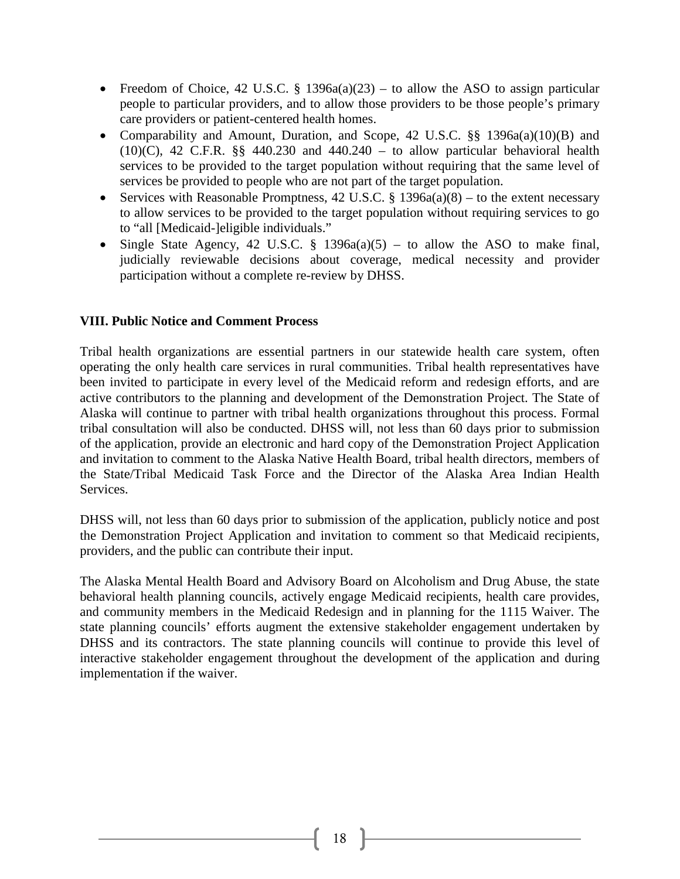- Freedom of Choice, 42 U.S.C. § 1396a(a)(23) – to allow the ASO to assign particular people to particular providers, and to allow those providers to be those people's primary care providers or patient-centered health homes.
- Comparability and Amount, Duration, and Scope, 42 U.S.C. §§ 1396a(a)(10)(B) and (10)(C), 42 C.F.R. §§ 440.230 and 440.240 – to allow particular behavioral health services to be provided to the target population without requiring that the same level of services be provided to people who are not part of the target population.
- Services with Reasonable Promptness, 42 U.S.C. § 1396a(a)(8) – to the extent necessary to allow services to be provided to the target population without requiring services to go to "all [Medicaid-]eligible individuals."
- Single State Agency, 42 U.S.C. § 1396a(a)(5) – to allow the ASO to make final, judicially reviewable decisions about coverage, medical necessity and provider participation without a complete re-review by DHSS.

**VIII. Public Notice and Comment Process**

Tribal health organizations are essential partners in our statewide health care system, often operating the only health care services in rural communities. Tribal health representatives have been invited to participate in every level of the Medicaid reform and redesign efforts, and are active contributors to the planning and development of the Demonstration Project. The State of Alaska will continue to partner with tribal health organizations throughout this process. Formal tribal consultation will also be conducted. DHSS will, not less than 60 days prior to submission of the application, provide an electronic and hard copy of the Demonstration Project Application and invitation to comment to the Alaska Native Health Board, tribal health directors, members of the State/Tribal Medicaid Task Force and the Director of the Alaska Area Indian Health Services.

DHSS will, not less than 60 days prior to submission of the application, publicly notice and post the Demonstration Project Application and invitation to comment so that Medicaid recipients, providers, and the public can contribute their input.

The Alaska Mental Health Board and Advisory Board on Alcoholism and Drug Abuse, the state behavioral health planning councils, actively engage Medicaid recipients, health care provides, and community members in the Medicaid Redesign and in planning for the 1115 Waiver. The state planning councils' efforts augment the extensive stakeholder engagement undertaken by DHSS and its contractors. The state planning councils will continue to provide this level of interactive stakeholder engagement throughout the development of the application and during implementation if the waiver.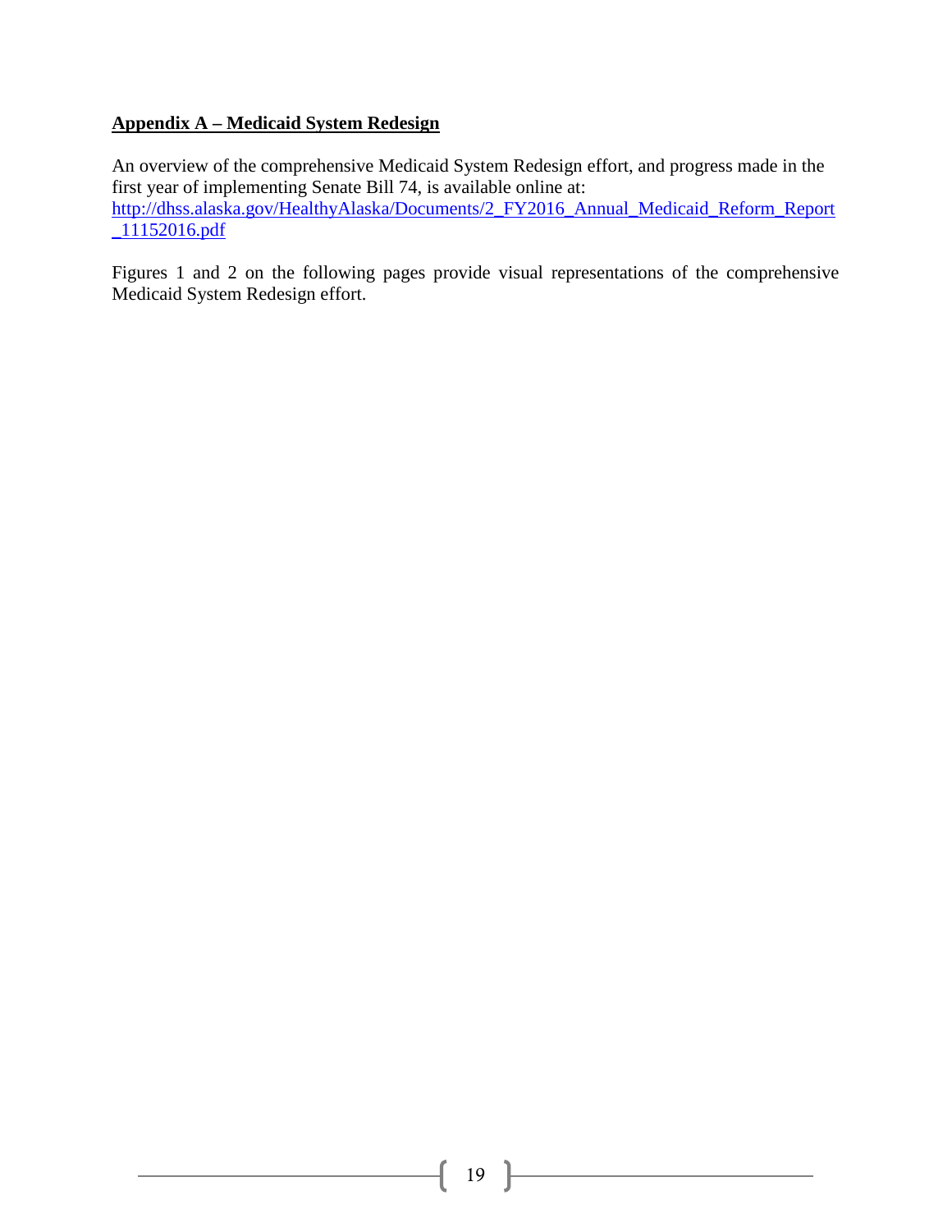## Appendix A – Medicaid System Redesign

An overview of the comprehensive Medicaid System Redesign effort, and progress made in the first year of implementing Senate Bill 74, is available online at: http://dhss.alaska.gov/HealthyAlaska/Documents/2_FY2016_Annual_Medicaid_Reform_Report_11152016.pdf

Figures 1 and 2 on the following pages provide visual representations of the comprehensive Medicaid System Redesign effort.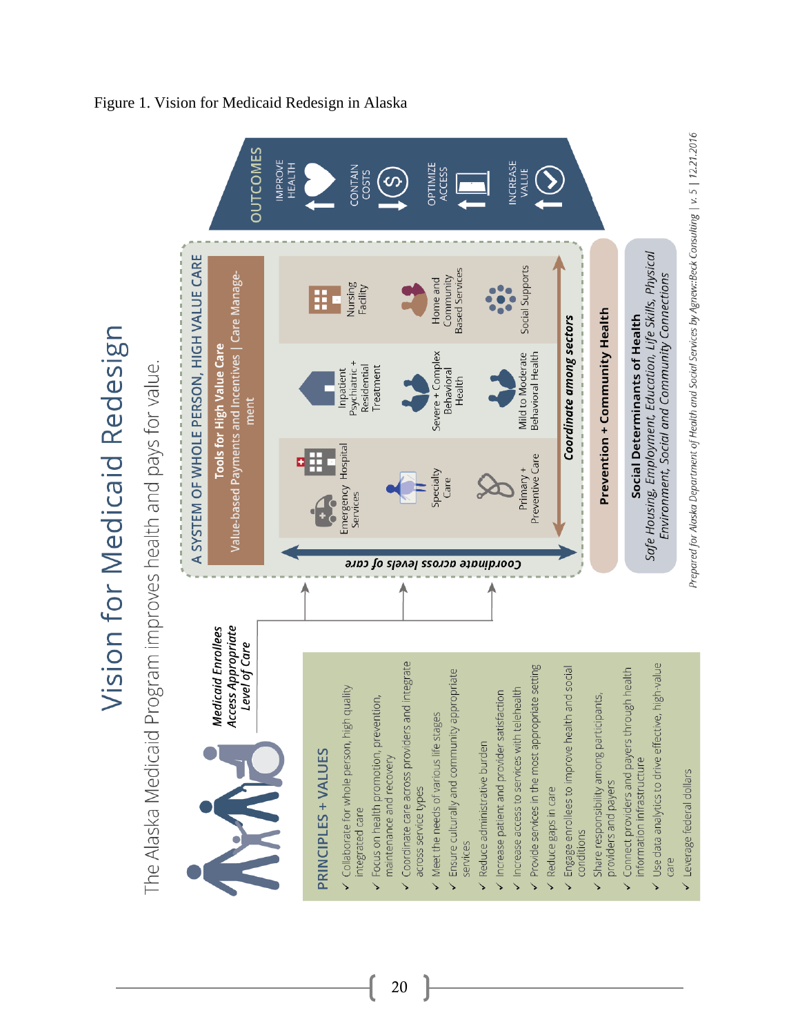Figure 1. Vision for Medicaid Redesign in Alaska

# Vision for Medicaid Redesign

The Alaska Medicaid Program improves health and pays for value.

*Medicaid Enrollees Access Appropriate Level of Care*

## PRINCIPLES + VALUES

- ✓ Collaborate for whole person, high quality integrated care
- ✓ Focus on health promotion, prevention, maintenance and recovery
- ✓ Coordinate care across providers and integrate across service types
- ✓ Meet the needs of various life stages
- ✓ Ensure culturally and community appropriate services
- ✓ Reduce administrative burden
- ✓ Increase patient and provider satisfaction
- ✓ Increase access to services with telehealth
- ✓ Provide services in the most appropriate setting
- ✓ Reduce gaps in care
- ✓ Engage enrollees to improve health and social conditions
- ✓ Share responsibility among participants, providers and payers
- ✓ Connect providers and payers through health information infrastructure
- ✓ Use data analytics to drive effective, high-value care
- ✓ Leverage federal dollars

## A SYSTEM OF WHOLE PERSON, HIGH VALUE CARE

**Tools for High Value Care**
Value-based Payments and Incentives | Care Management

- Emergency Services
- Hospital
- Specialty Care
- Primary + Preventive Care
- Inpatient Psychiatric + Residential Treatment
- Severe + Complex Behavioral Health
- Mild to Moderate Behavioral Health
- Nursing Facility
- Home and Community Based Services
- Social Supports

*Coordinate across levels of care*

*Coordinate among sectors*

**Prevention + Community Health**

**Social Determinants of Health**
*Safe Housing, Employment, Education, Life Skills, Physical Environment, Social and Community Connections*

## OUTCOMES

- IMPROVE HEALTH ↑
- CONTAIN COSTS ↓
- OPTIMIZE ACCESS ↑
- INCREASE VALUE ↑

*Prepared for Alaska Department of Health and Social Services by Agnew::Beck Consulting | v. 5 | 12.21.2016*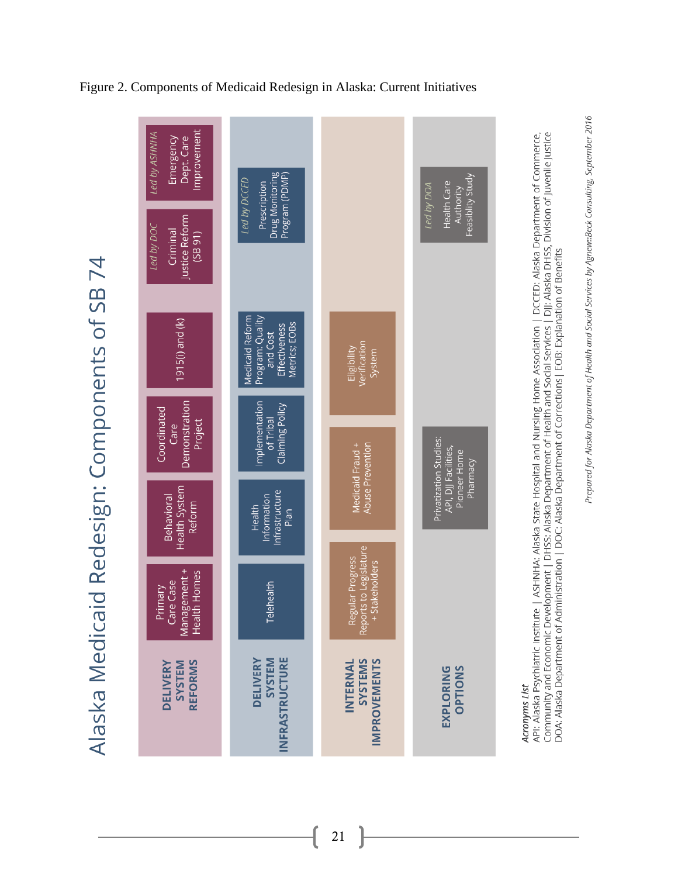Figure 2. Components of Medicaid Redesign in Alaska: Current Initiatives

Alaska Medicaid Redesign: Components of SB 74

DELIVERY SYSTEM REFORMS

Primary Care Case Management + Health Homes

Behavioral Health System Reform

Coordinated Care Demonstration Project

1915(i) and (k)

*Led by DOC*
Criminal Justice Reform (SB 91)

*Led by ASHNHA*
Emergency Dept. Care Improvement

DELIVERY SYSTEM INFRASTRUCTURE

Telehealth

Health Information Infrastructure Plan

Implementation of Tribal Claiming Policy

Medicaid Reform Program: Quality and Cost Effectiveness Metrics; EOBs

*Led by DCCED*
Prescription Drug Monitoring Program (PDMP)

INTERNAL SYSTEMS IMPROVEMENTS

Regular Progress Reports to Legislature + Stakeholders

Medicaid Fraud + Abuse Prevention

Eligibility Verification System

EXPLORING OPTIONS

Privatization Studies: API, DJJ Facilities, Pioneer Home Pharmacy

*Led by DOA*
Health Care Authority Feasiblity Study

*Acronyms List*
API: Alaska Psychiatric Institute | ASHNHA: Alaska State Hospital and Nursing Home Association | DCCED: Alaska Department of Commerce, Community and Economic Development | DHSS: Alaska Department of Health and Social Services | DJJ: Alaska DHSS, Division of Juvenile Justice
DOA: Alaska Department of Administration | DOC: Alaska Department of Corrections | EOB: Explanation of Benefits

*Prepared for Alaska Department of Health and Social Services by Agnew::Beck Consulting, September 2016*